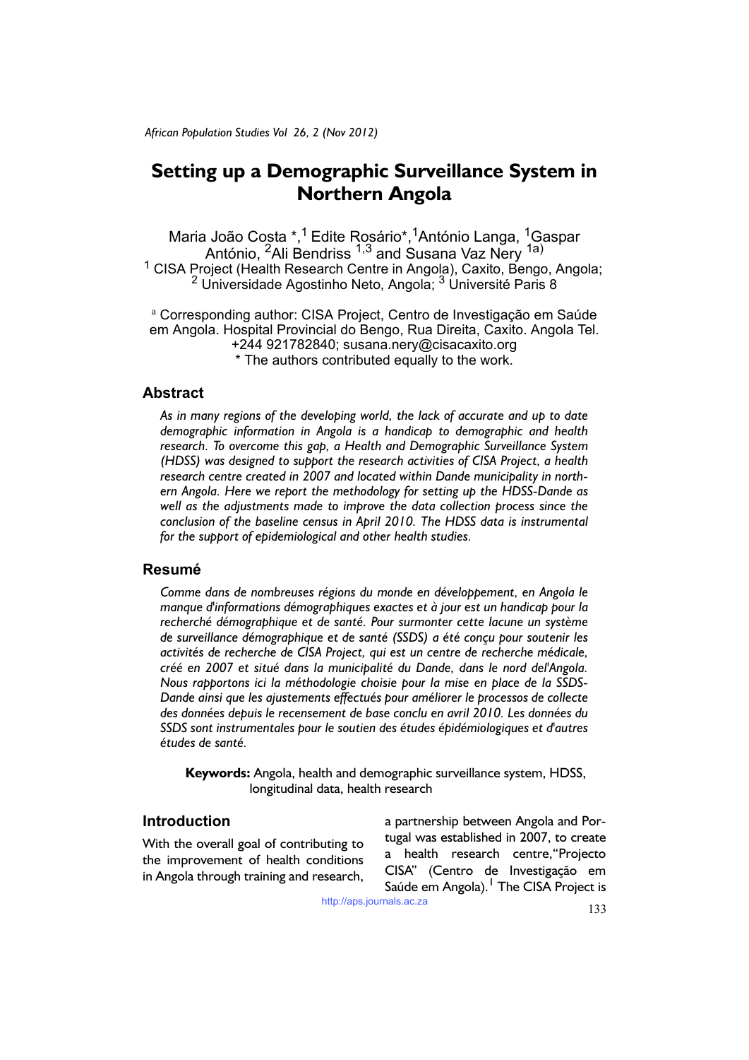# Setting up a Demographic Surveillance System in Northern Angola

Maria João Costa *,[1] Edite Rosário*,[1]António Langa, [1]Gaspar António, [2]Ali Bendriss [1,3] and Susana Vaz Nery [1a)]

[1] CISA Project (Health Research Centre in Angola), Caxito, Bengo, Angola; [2] Universidade Agostinho Neto, Angola; [3] Université Paris 8

[a] Corresponding author: CISA Project, Centro de Investigação em Saúde em Angola. Hospital Provincial do Bengo, Rua Direita, Caxito. Angola Tel. +244 921782840; susana.nery@cisacaxito.org

* The authors contributed equally to the work.

## Abstract

*As in many regions of the developing world, the lack of accurate and up to date demographic information in Angola is a handicap to demographic and health research. To overcome this gap, a Health and Demographic Surveillance System (HDSS) was designed to support the research activities of CISA Project, a health research centre created in 2007 and located within Dande municipality in northern Angola. Here we report the methodology for setting up the HDSS-Dande as well as the adjustments made to improve the data collection process since the conclusion of the baseline census in April 2010. The HDSS data is instrumental for the support of epidemiological and other health studies.*

## Resumé

*Comme dans de nombreuses régions du monde en développement, en Angola le manque d'informations démographiques exactes et à jour est un handicap pour la recherché démographique et de santé. Pour surmonter cette lacune un système de surveillance démographique et de santé (SSDS) a été conçu pour soutenir les activités de recherche de CISA Project, qui est un centre de recherche médicale, créé en 2007 et situé dans la municipalité du Dande, dans le nord del'Angola. Nous rapportons ici la méthodologie choisie pour la mise en place de la SSDS-Dande ainsi que les ajustements effectués pour améliorer le processos de collecte des données depuis le recensement de base conclu en avril 2010. Les données du SSDS sont instrumentales pour le soutien des études épidémiologiques et d'autres études de santé.*

**Keywords:** Angola, health and demographic surveillance system, HDSS, longitudinal data, health research

## Introduction

With the overall goal of contributing to the improvement of health conditions in Angola through training and research, a partnership between Angola and Portugal was established in 2007, to create a health research centre, "Projecto CISA" (Centro de Investigação em Saúde em Angola).[1] The CISA Project is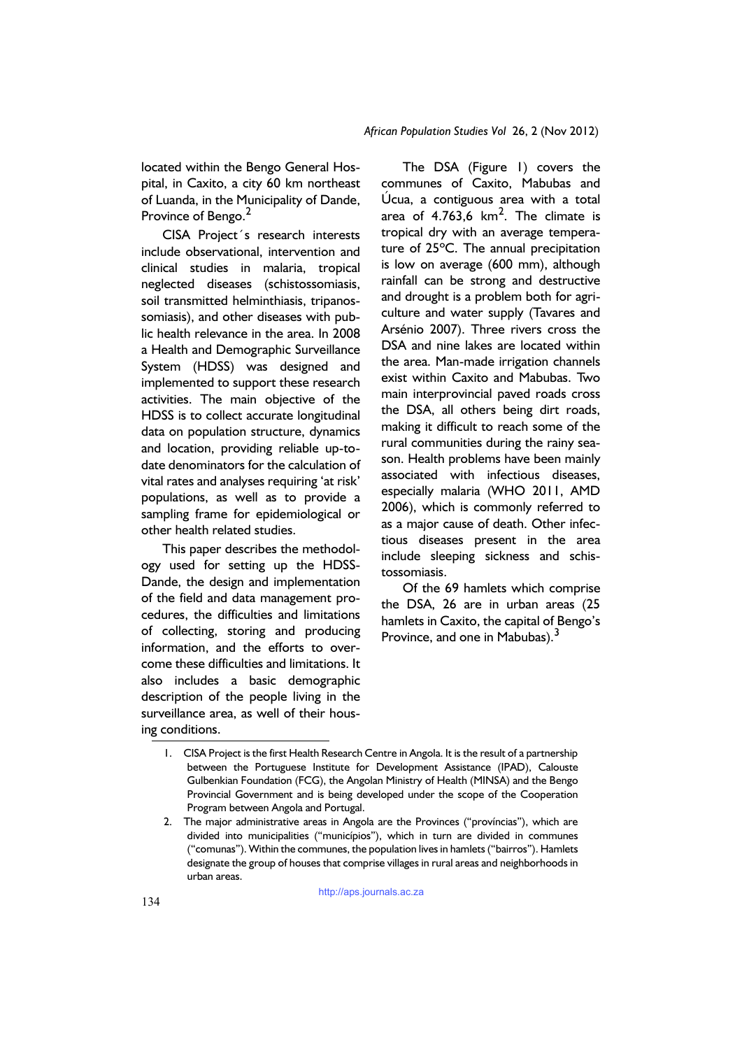located within the Bengo General Hospital, in Caxito, a city 60 km northeast of Luanda, in the Municipality of Dande, Province of Bengo.[2]

CISA Project´s research interests include observational, intervention and clinical studies in malaria, tropical neglected diseases (schistossomiasis, soil transmitted helminthiasis, tripanossomiasis), and other diseases with public health relevance in the area. In 2008 a Health and Demographic Surveillance System (HDSS) was designed and implemented to support these research activities. The main objective of the HDSS is to collect accurate longitudinal data on population structure, dynamics and location, providing reliable up-to-date denominators for the calculation of vital rates and analyses requiring 'at risk' populations, as well as to provide a sampling frame for epidemiological or other health related studies.

This paper describes the methodology used for setting up the HDSS-Dande, the design and implementation of the field and data management procedures, the difficulties and limitations of collecting, storing and producing information, and the efforts to overcome these difficulties and limitations. It also includes a basic demographic description of the people living in the surveillance area, as well of their housing conditions.

The DSA (Figure 1) covers the communes of Caxito, Mabubas and Úcua, a contiguous area with a total area of 4.763,6 km$^2$. The climate is tropical dry with an average temperature of 25ºC. The annual precipitation is low on average (600 mm), although rainfall can be strong and destructive and drought is a problem both for agriculture and water supply (Tavares and Arsénio 2007). Three rivers cross the DSA and nine lakes are located within the area. Man-made irrigation channels exist within Caxito and Mabubas. Two main interprovincial paved roads cross the DSA, all others being dirt roads, making it difficult to reach some of the rural communities during the rainy season. Health problems have been mainly associated with infectious diseases, especially malaria (WHO 2011, AMD 2006), which is commonly referred to as a major cause of death. Other infectious diseases present in the area include sleeping sickness and schistossomiasis.

Of the 69 hamlets which comprise the DSA, 26 are in urban areas (25 hamlets in Caxito, the capital of Bengo's Province, and one in Mabubas).[3]

---

1. CISA Project is the first Health Research Centre in Angola. It is the result of a partnership between the Portuguese Institute for Development Assistance (IPAD), Calouste Gulbenkian Foundation (FCG), the Angolan Ministry of Health (MINSA) and the Bengo Provincial Government and is being developed under the scope of the Cooperation Program between Angola and Portugal.
2. The major administrative areas in Angola are the Provinces ("províncias"), which are divided into municipalities ("municípios"), which in turn are divided in communes ("comunas"). Within the communes, the population lives in hamlets ("bairros"). Hamlets designate the group of houses that comprise villages in rural areas and neighborhoods in urban areas.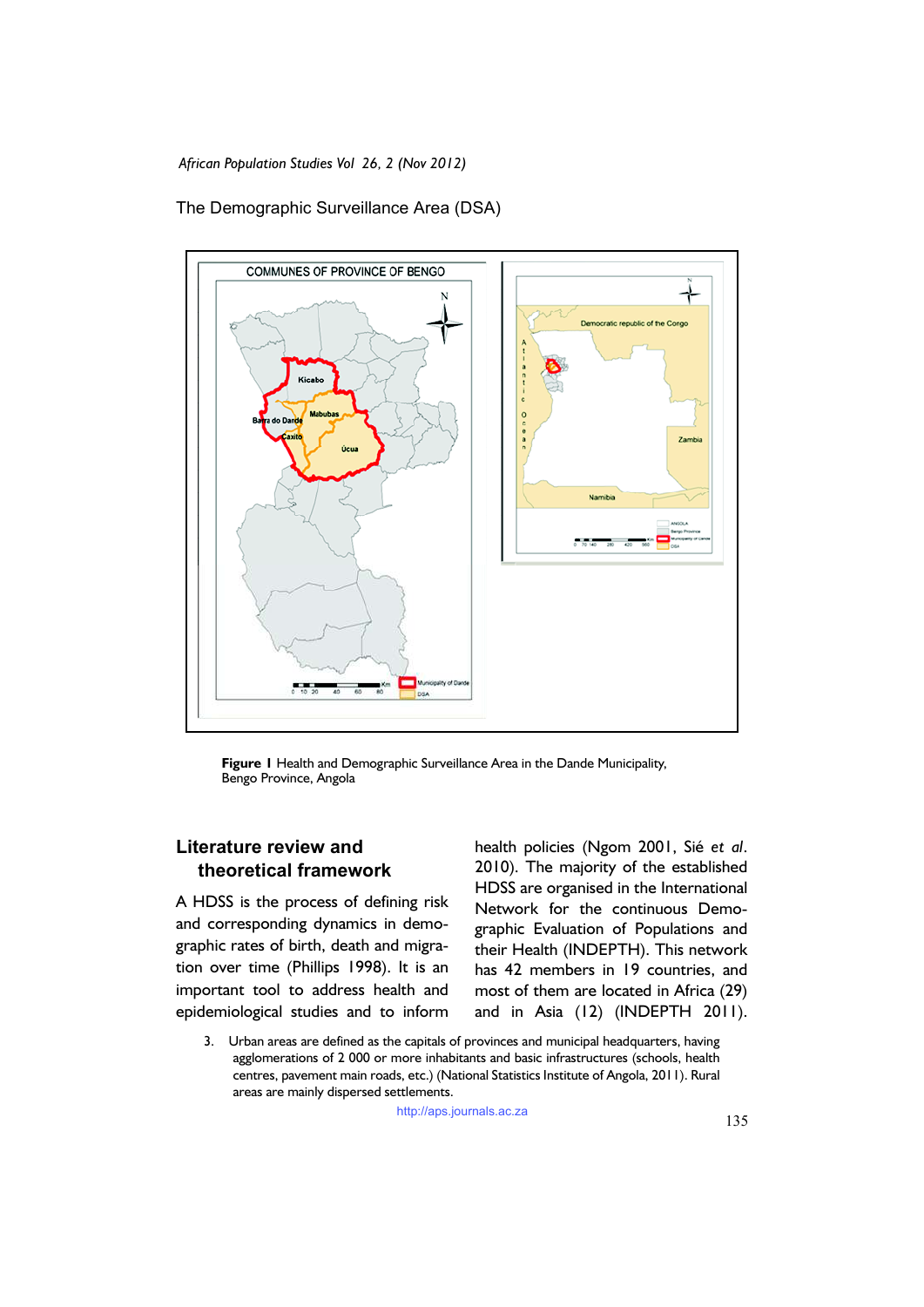The Demographic Surveillance Area (DSA)

**Figure 1** Health and Demographic Surveillance Area in the Dande Municipality, Bengo Province, Angola

## Literature review and theoretical framework

A HDSS is the process of defining risk and corresponding dynamics in demographic rates of birth, death and migration over time (Phillips 1998). It is an important tool to address health and epidemiological studies and to inform health policies (Ngom 2001, Sié *et al*. 2010). The majority of the established HDSS are organised in the International Network for the continuous Demographic Evaluation of Populations and their Health (INDEPTH). This network has 42 members in 19 countries, and most of them are located in Africa (29) and in Asia (12) (INDEPTH 2011).

3. Urban areas are defined as the capitals of provinces and municipal headquarters, having agglomerations of 2 000 or more inhabitants and basic infrastructures (schools, health centres, pavement main roads, etc.) (National Statistics Institute of Angola, 2011). Rural areas are mainly dispersed settlements.

http://aps.journals.ac.za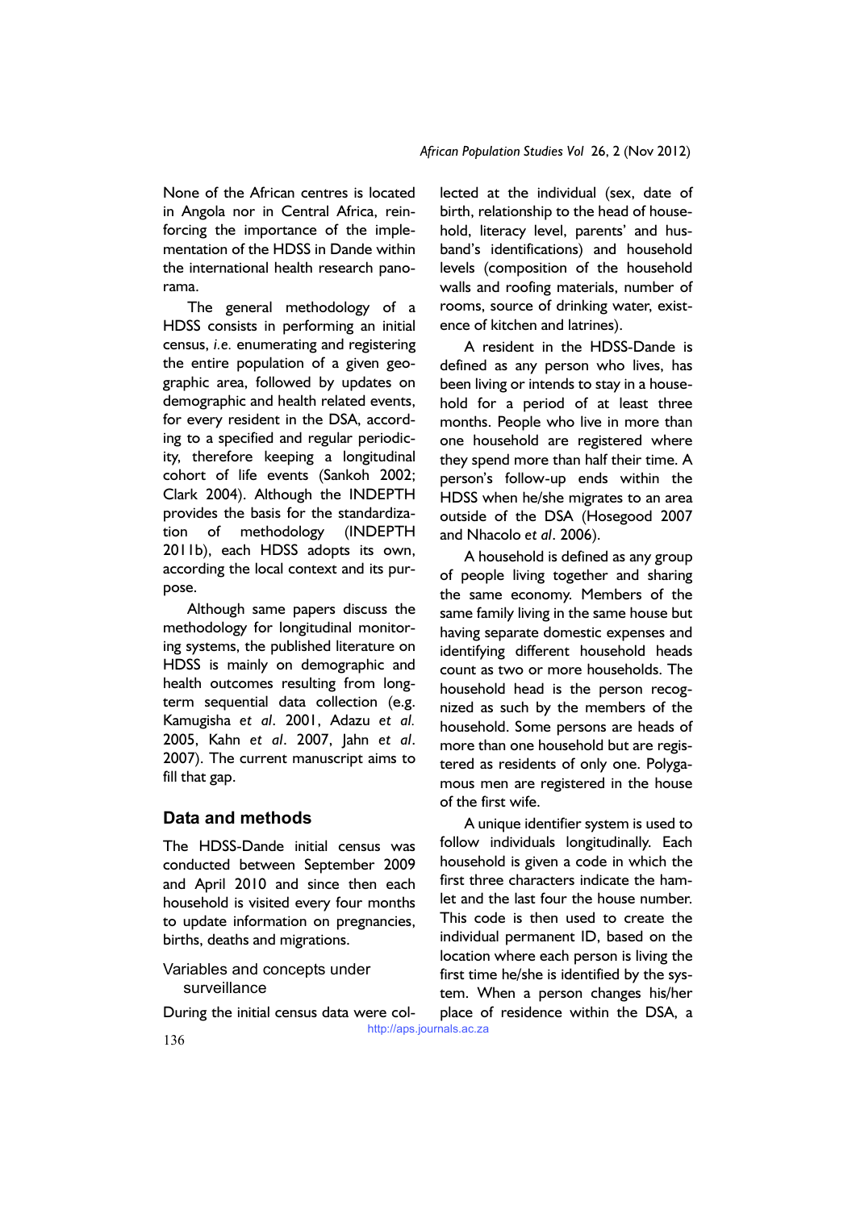None of the African centres is located in Angola nor in Central Africa, reinforcing the importance of the implementation of the HDSS in Dande within the international health research panorama.

The general methodology of a HDSS consists in performing an initial census, *i.e.* enumerating and registering the entire population of a given geographic area, followed by updates on demographic and health related events, for every resident in the DSA, according to a specified and regular periodicity, therefore keeping a longitudinal cohort of life events (Sankoh 2002; Clark 2004). Although the INDEPTH provides the basis for the standardization of methodology (INDEPTH 2011b), each HDSS adopts its own, according the local context and its purpose.

Although same papers discuss the methodology for longitudinal monitoring systems, the published literature on HDSS is mainly on demographic and health outcomes resulting from long-term sequential data collection (e.g. Kamugisha *et al*. 2001, Adazu *et al.* 2005, Kahn *et al*. 2007, Jahn *et al*. 2007). The current manuscript aims to fill that gap.

## Data and methods

The HDSS-Dande initial census was conducted between September 2009 and April 2010 and since then each household is visited every four months to update information on pregnancies, births, deaths and migrations.

### Variables and concepts under surveillance

During the initial census data were collected at the individual (sex, date of birth, relationship to the head of household, literacy level, parents' and husband's identifications) and household levels (composition of the household walls and roofing materials, number of rooms, source of drinking water, existence of kitchen and latrines).

A resident in the HDSS-Dande is defined as any person who lives, has been living or intends to stay in a household for a period of at least three months. People who live in more than one household are registered where they spend more than half their time. A person's follow-up ends within the HDSS when he/she migrates to an area outside of the DSA (Hosegood 2007 and Nhacolo *et al*. 2006).

A household is defined as any group of people living together and sharing the same economy. Members of the same family living in the same house but having separate domestic expenses and identifying different household heads count as two or more households. The household head is the person recognized as such by the members of the household. Some persons are heads of more than one household but are registered as residents of only one. Polygamous men are registered in the house of the first wife.

A unique identifier system is used to follow individuals longitudinally. Each household is given a code in which the first three characters indicate the hamlet and the last four the house number. This code is then used to create the individual permanent ID, based on the location where each person is living the first time he/she is identified by the system. When a person changes his/her place of residence within the DSA, a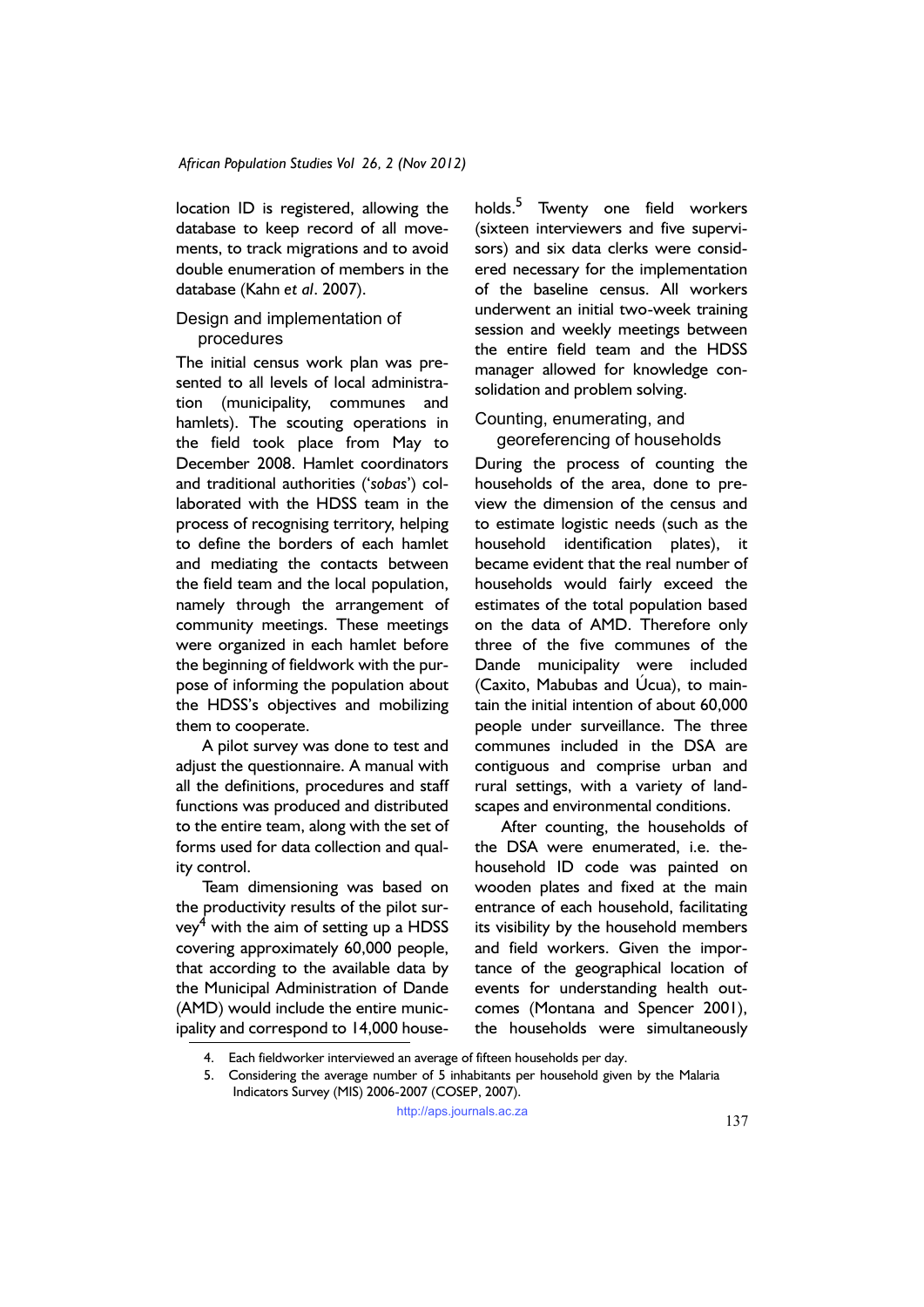location ID is registered, allowing the database to keep record of all movements, to track migrations and to avoid double enumeration of members in the database (Kahn *et al*. 2007).

## Design and implementation of procedures

The initial census work plan was presented to all levels of local administration (municipality, communes and hamlets). The scouting operations in the field took place from May to December 2008. Hamlet coordinators and traditional authorities ('*sobas*') collaborated with the HDSS team in the process of recognising territory, helping to define the borders of each hamlet and mediating the contacts between the field team and the local population, namely through the arrangement of community meetings. These meetings were organized in each hamlet before the beginning of fieldwork with the purpose of informing the population about the HDSS's objectives and mobilizing them to cooperate.

A pilot survey was done to test and adjust the questionnaire. A manual with all the definitions, procedures and staff functions was produced and distributed to the entire team, along with the set of forms used for data collection and quality control.

Team dimensioning was based on the productivity results of the pilot survey[4] with the aim of setting up a HDSS covering approximately 60,000 people, that according to the available data by the Municipal Administration of Dande (AMD) would include the entire municipality and correspond to 14,000 households.[5] Twenty one field workers (sixteen interviewers and five supervisors) and six data clerks were considered necessary for the implementation of the baseline census. All workers underwent an initial two-week training session and weekly meetings between the entire field team and the HDSS manager allowed for knowledge consolidation and problem solving.

## Counting, enumerating, and georeferencing of households

During the process of counting the households of the area, done to preview the dimension of the census and to estimate logistic needs (such as the household identification plates), it became evident that the real number of households would fairly exceed the estimates of the total population based on the data of AMD. Therefore only three of the five communes of the Dande municipality were included (Caxito, Mabubas and Úcua), to maintain the initial intention of about 60,000 people under surveillance. The three communes included in the DSA are contiguous and comprise urban and rural settings, with a variety of landscapes and environmental conditions.

After counting, the households of the DSA were enumerated, i.e. the household ID code was painted on wooden plates and fixed at the main entrance of each household, facilitating its visibility by the household members and field workers. Given the importance of the geographical location of events for understanding health outcomes (Montana and Spencer 2001), the households were simultaneously

4. Each fieldworker interviewed an average of fifteen households per day.
5. Considering the average number of 5 inhabitants per household given by the Malaria Indicators Survey (MIS) 2006-2007 (COSEP, 2007).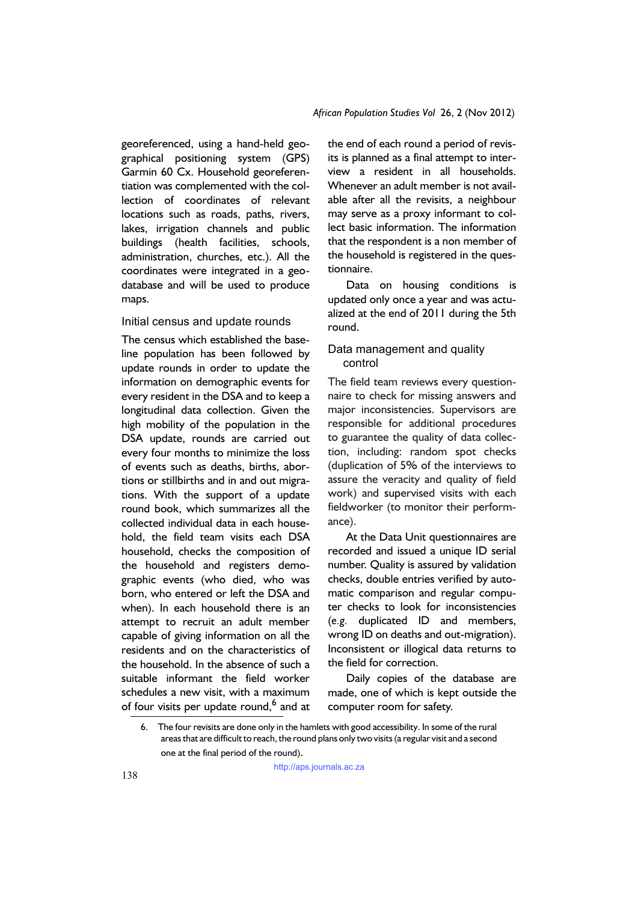georeferenced, using a hand-held geographical positioning system (GPS) Garmin 60 Cx. Household georeferentiation was complemented with the collection of coordinates of relevant locations such as roads, paths, rivers, lakes, irrigation channels and public buildings (health facilities, schools, administration, churches, etc.). All the coordinates were integrated in a geodatabase and will be used to produce maps.

## Initial census and update rounds

The census which established the baseline population has been followed by update rounds in order to update the information on demographic events for every resident in the DSA and to keep a longitudinal data collection. Given the high mobility of the population in the DSA update, rounds are carried out every four months to minimize the loss of events such as deaths, births, abortions or stillbirths and in and out migrations. With the support of a update round book, which summarizes all the collected individual data in each household, the field team visits each DSA household, checks the composition of the household and registers demographic events (who died, who was born, who entered or left the DSA and when). In each household there is an attempt to recruit an adult member capable of giving information on all the residents and on the characteristics of the household. In the absence of such a suitable informant the field worker schedules a new visit, with a maximum of four visits per update round,[6] and at the end of each round a period of revisits is planned as a final attempt to interview a resident in all households. Whenever an adult member is not available after all the revisits, a neighbour may serve as a proxy informant to collect basic information. The information that the respondent is a non member of the household is registered in the questionnaire.

Data on housing conditions is updated only once a year and was actualized at the end of 2011 during the 5th round.

## Data management and quality control

The field team reviews every questionnaire to check for missing answers and major inconsistencies. Supervisors are responsible for additional procedures to guarantee the quality of data collection, including: random spot checks (duplication of 5% of the interviews to assure the veracity and quality of field work) and supervised visits with each fieldworker (to monitor their performance).

At the Data Unit questionnaires are recorded and issued a unique ID serial number. Quality is assured by validation checks, double entries verified by automatic comparison and regular computer checks to look for inconsistencies (*e.g.* duplicated ID and members, wrong ID on deaths and out-migration). Inconsistent or illogical data returns to the field for correction.

Daily copies of the database are made, one of which is kept outside the computer room for safety.

6. The four revisits are done only in the hamlets with good accessibility. In some of the rural areas that are difficult to reach, the round plans only two visits (a regular visit and a second one at the final period of the round).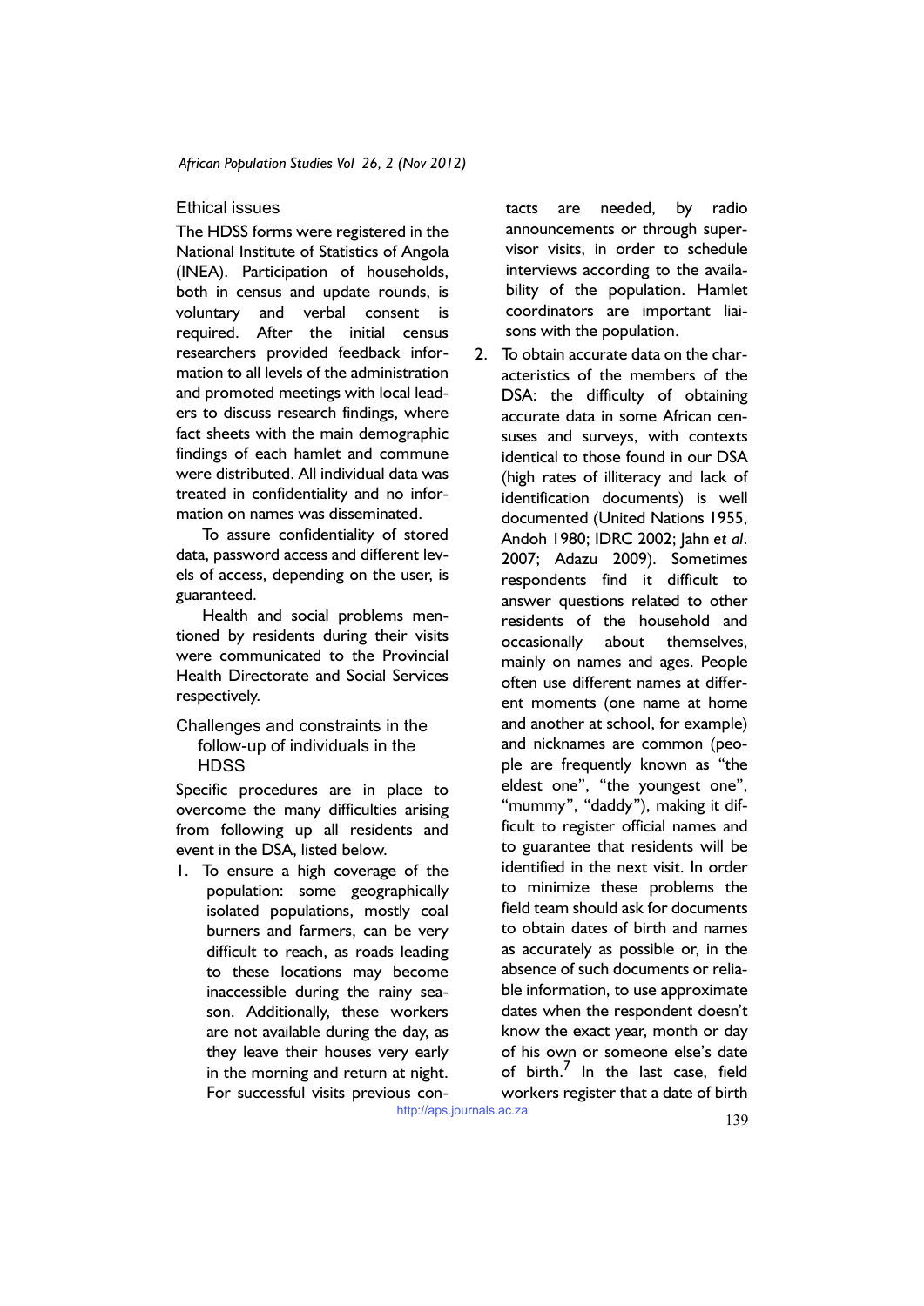## Ethical issues

The HDSS forms were registered in the National Institute of Statistics of Angola (INEA). Participation of households, both in census and update rounds, is voluntary and verbal consent is required. After the initial census researchers provided feedback information to all levels of the administration and promoted meetings with local leaders to discuss research findings, where fact sheets with the main demographic findings of each hamlet and commune were distributed. All individual data was treated in confidentiality and no information on names was disseminated.

To assure confidentiality of stored data, password access and different levels of access, depending on the user, is guaranteed.

Health and social problems mentioned by residents during their visits were communicated to the Provincial Health Directorate and Social Services respectively.

## Challenges and constraints in the follow-up of individuals in the HDSS

Specific procedures are in place to overcome the many difficulties arising from following up all residents and event in the DSA, listed below.

1. To ensure a high coverage of the population: some geographically isolated populations, mostly coal burners and farmers, can be very difficult to reach, as roads leading to these locations may become inaccessible during the rainy season. Additionally, these workers are not available during the day, as they leave their houses very early in the morning and return at night. For successful visits previous contacts are needed, by radio announcements or through supervisor visits, in order to schedule interviews according to the availability of the population. Hamlet coordinators are important liaisons with the population.
2. To obtain accurate data on the characteristics of the members of the DSA: the difficulty of obtaining accurate data in some African censuses and surveys, with contexts identical to those found in our DSA (high rates of illiteracy and lack of identification documents) is well documented (United Nations 1955, Andoh 1980; IDRC 2002; Jahn *et al*. 2007; Adazu 2009). Sometimes respondents find it difficult to answer questions related to other residents of the household and occasionally about themselves, mainly on names and ages. People often use different names at different moments (one name at home and another at school, for example) and nicknames are common (people are frequently known as "the eldest one", "the youngest one", "mummy", "daddy"), making it difficult to register official names and to guarantee that residents will be identified in the next visit. In order to minimize these problems the field team should ask for documents to obtain dates of birth and names as accurately as possible or, in the absence of such documents or reliable information, to use approximate dates when the respondent doesn't know the exact year, month or day of his own or someone else's date of birth.[7] In the last case, field workers register that a date of birth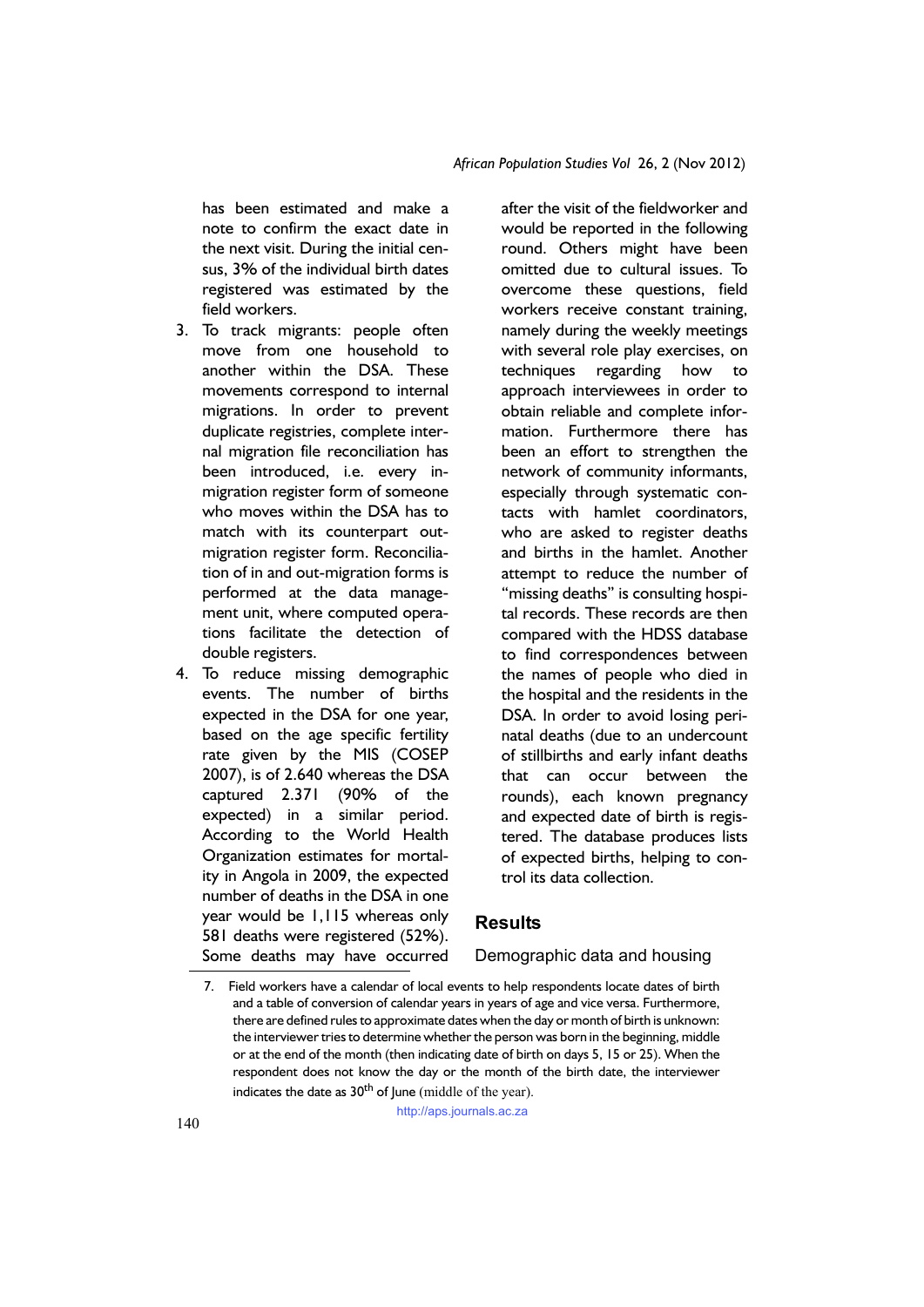has been estimated and make a note to confirm the exact date in the next visit. During the initial census, 3% of the individual birth dates registered was estimated by the field workers.

3. To track migrants: people often move from one household to another within the DSA. These movements correspond to internal migrations. In order to prevent duplicate registries, complete internal migration file reconciliation has been introduced, i.e. every in-migration register form of someone who moves within the DSA has to match with its counterpart out-migration register form. Reconciliation of in and out-migration forms is performed at the data management unit, where computed operations facilitate the detection of double registers.

4. To reduce missing demographic events. The number of births expected in the DSA for one year, based on the age specific fertility rate given by the MIS (COSEP 2007), is of 2.640 whereas the DSA captured 2.371 (90% of the expected) in a similar period. According to the World Health Organization estimates for mortality in Angola in 2009, the expected number of deaths in the DSA in one year would be 1,115 whereas only 581 deaths were registered (52%). Some deaths may have occurred after the visit of the fieldworker and would be reported in the following round. Others might have been omitted due to cultural issues. To overcome these questions, field workers receive constant training, namely during the weekly meetings with several role play exercises, on techniques regarding how to approach interviewees in order to obtain reliable and complete information. Furthermore there has been an effort to strengthen the network of community informants, especially through systematic contacts with hamlet coordinators, who are asked to register deaths and births in the hamlet. Another attempt to reduce the number of "missing deaths" is consulting hospital records. These records are then compared with the HDSS database to find correspondences between the names of people who died in the hospital and the residents in the DSA. In order to avoid losing perinatal deaths (due to an undercount of stillbirths and early infant deaths that can occur between the rounds), each known pregnancy and expected date of birth is registered. The database produces lists of expected births, helping to control its data collection.

## Results

### Demographic data and housing

7. Field workers have a calendar of local events to help respondents locate dates of birth and a table of conversion of calendar years in years of age and vice versa. Furthermore, there are defined rules to approximate dates when the day or month of birth is unknown: the interviewer tries to determine whether the person was born in the beginning, middle or at the end of the month (then indicating date of birth on days 5, 15 or 25). When the respondent does not know the day or the month of the birth date, the interviewer indicates the date as 30th of June (middle of the year).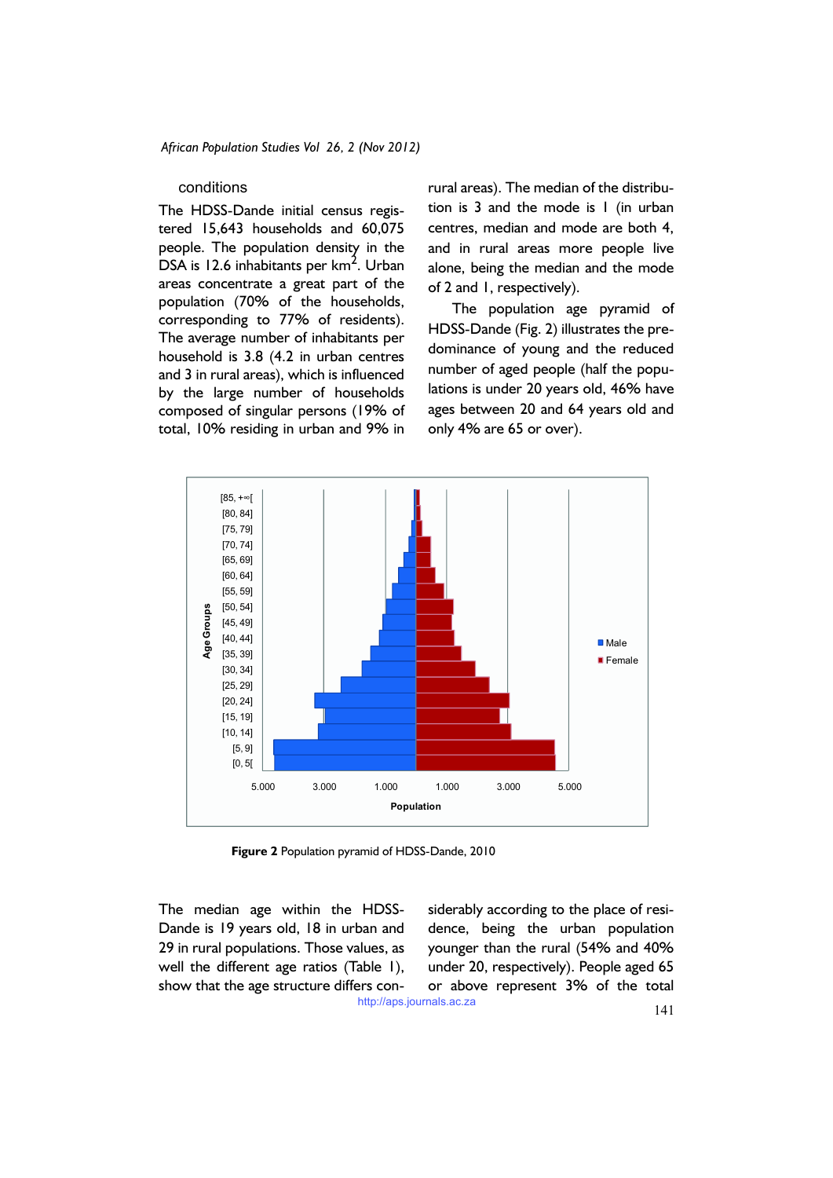conditions

The HDSS-Dande initial census registered 15,643 households and 60,075 people. The population density in the DSA is 12.6 inhabitants per km$^2$. Urban areas concentrate a great part of the population (70% of the households, corresponding to 77% of residents). The average number of inhabitants per household is 3.8 (4.2 in urban centres and 3 in rural areas), which is influenced by the large number of households composed of singular persons (19% of total, 10% residing in urban and 9% in rural areas). The median of the distribution is 3 and the mode is 1 (in urban centres, median and mode are both 4, and in rural areas more people live alone, being the median and the mode of 2 and 1, respectively).

The population age pyramid of HDSS-Dande (Fig. 2) illustrates the predominance of young and the reduced number of aged people (half the populations is under 20 years old, 46% have ages between 20 and 64 years old and only 4% are 65 or over).

**Figure 2** Population pyramid of HDSS-Dande, 2010

The median age within the HDSS-Dande is 19 years old, 18 in urban and 29 in rural populations. Those values, as well the different age ratios (Table 1), show that the age structure differs considerably according to the place of residence, being the urban population younger than the rural (54% and 40% under 20, respectively). People aged 65 or above represent 3% of the total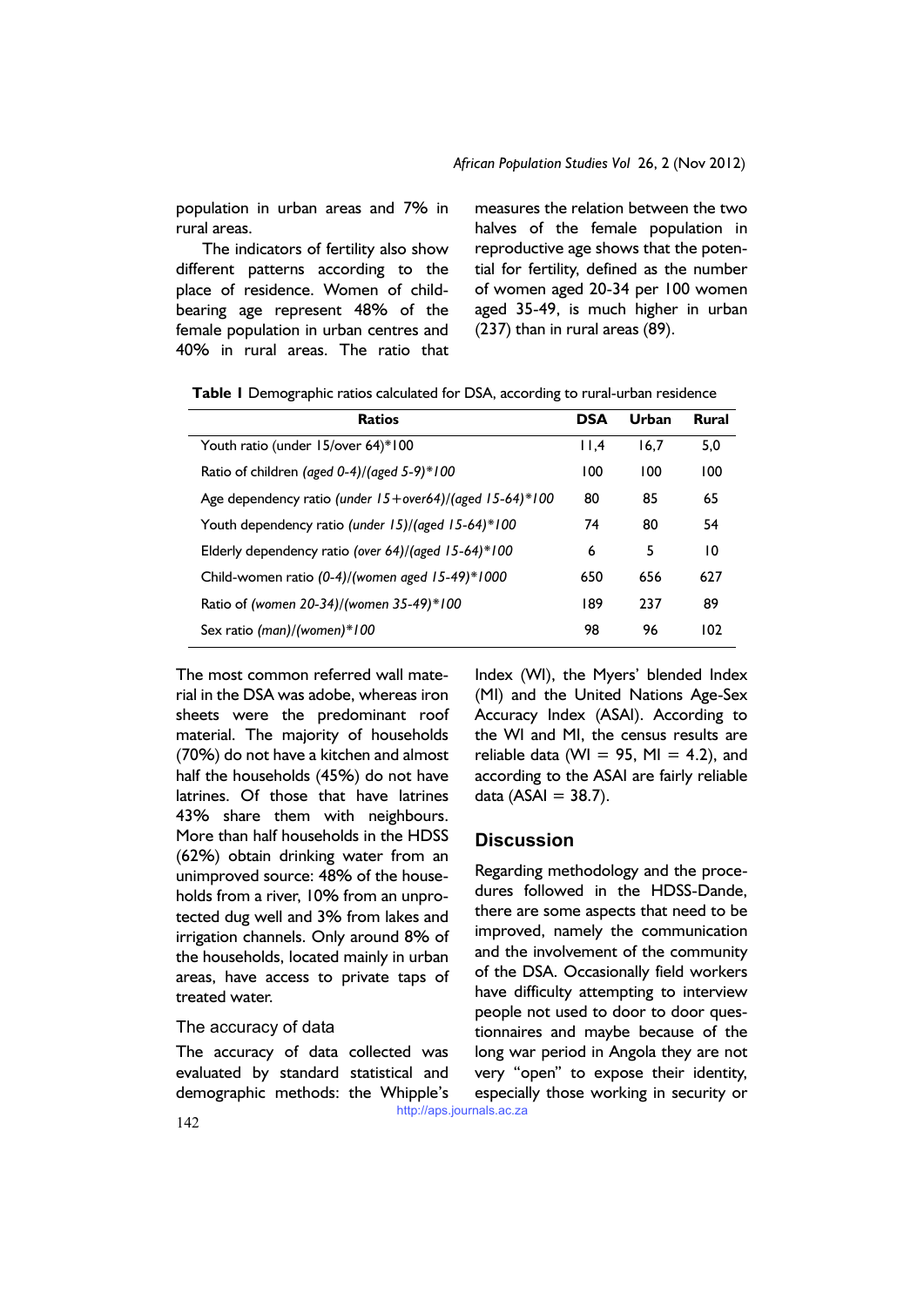population in urban areas and 7% in rural areas.

The indicators of fertility also show different patterns according to the place of residence. Women of child-bearing age represent 48% of the female population in urban centres and 40% in rural areas. The ratio that measures the relation between the two halves of the female population in reproductive age shows that the potential for fertility, defined as the number of women aged 20-34 per 100 women aged 35-49, is much higher in urban (237) than in rural areas (89).

**Table 1** Demographic ratios calculated for DSA, according to rural-urban residence

| Ratios | DSA | Urban | Rural |
|---|---|---|---|
| Youth ratio (under 15/over 64)*100 | 11,4 | 16,7 | 5,0 |
| Ratio of children *(aged 0-4)/(aged 5-9)*100* | 100 | 100 | 100 |
| Age dependency ratio *(under 15+over64)/(aged 15-64)*100* | 80 | 85 | 65 |
| Youth dependency ratio *(under 15)/(aged 15-64)*100* | 74 | 80 | 54 |
| Elderly dependency ratio *(over 64)/(aged 15-64)*100* | 6 | 5 | 10 |
| Child-women ratio *(0-4)/(women aged 15-49)*1000* | 650 | 656 | 627 |
| Ratio of *(women 20-34)/(women 35-49)*100* | 189 | 237 | 89 |
| Sex ratio *(man)/(women)*100* | 98 | 96 | 102 |

The most common referred wall material in the DSA was adobe, whereas iron sheets were the predominant roof material. The majority of households (70%) do not have a kitchen and almost half the households (45%) do not have latrines. Of those that have latrines 43% share them with neighbours. More than half households in the HDSS (62%) obtain drinking water from an unimproved source: 48% of the households from a river, 10% from an unprotected dug well and 3% from lakes and irrigation channels. Only around 8% of the households, located mainly in urban areas, have access to private taps of treated water.

### The accuracy of data

The accuracy of data collected was evaluated by standard statistical and demographic methods: the Whipple's Index (WI), the Myers' blended Index (MI) and the United Nations Age-Sex Accuracy Index (ASAI). According to the WI and MI, the census results are reliable data (WI = 95, MI = 4.2), and according to the ASAI are fairly reliable data (ASAI = 38.7).

## Discussion

Regarding methodology and the procedures followed in the HDSS-Dande, there are some aspects that need to be improved, namely the communication and the involvement of the community of the DSA. Occasionally field workers have difficulty attempting to interview people not used to door to door questionnaires and maybe because of the long war period in Angola they are not very "open" to expose their identity, especially those working in security or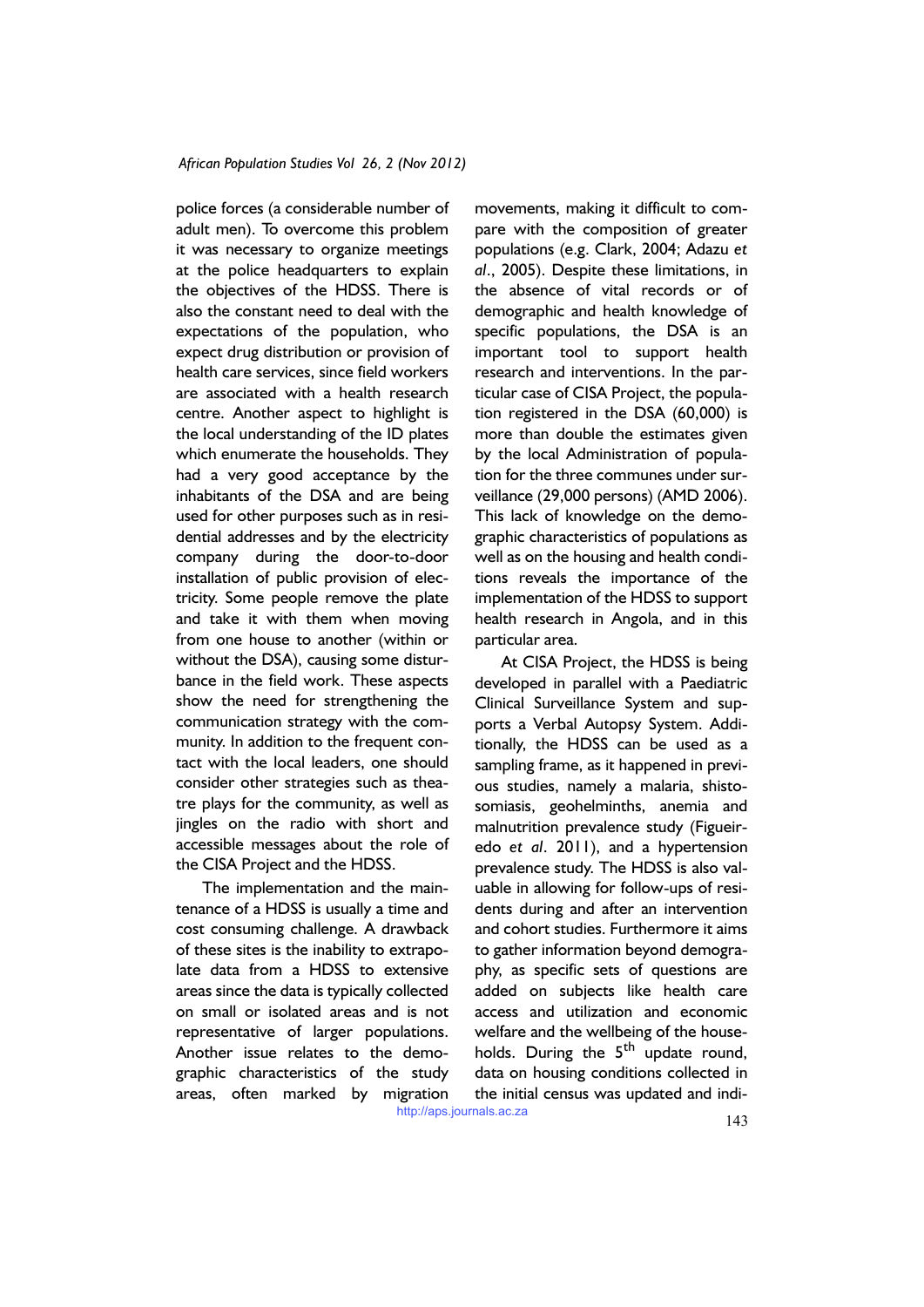police forces (a considerable number of adult men). To overcome this problem it was necessary to organize meetings at the police headquarters to explain the objectives of the HDSS. There is also the constant need to deal with the expectations of the population, who expect drug distribution or provision of health care services, since field workers are associated with a health research centre. Another aspect to highlight is the local understanding of the ID plates which enumerate the households. They had a very good acceptance by the inhabitants of the DSA and are being used for other purposes such as in residential addresses and by the electricity company during the door-to-door installation of public provision of electricity. Some people remove the plate and take it with them when moving from one house to another (within or without the DSA), causing some disturbance in the field work. These aspects show the need for strengthening the communication strategy with the community. In addition to the frequent contact with the local leaders, one should consider other strategies such as theatre plays for the community, as well as jingles on the radio with short and accessible messages about the role of the CISA Project and the HDSS.

The implementation and the maintenance of a HDSS is usually a time and cost consuming challenge. A drawback of these sites is the inability to extrapolate data from a HDSS to extensive areas since the data is typically collected on small or isolated areas and is not representative of larger populations. Another issue relates to the demographic characteristics of the study areas, often marked by migration movements, making it difficult to compare with the composition of greater populations (e.g. Clark, 2004; Adazu *et al*., 2005). Despite these limitations, in the absence of vital records or of demographic and health knowledge of specific populations, the DSA is an important tool to support health research and interventions. In the particular case of CISA Project, the population registered in the DSA (60,000) is more than double the estimates given by the local Administration of population for the three communes under surveillance (29,000 persons) (AMD 2006). This lack of knowledge on the demographic characteristics of populations as well as on the housing and health conditions reveals the importance of the implementation of the HDSS to support health research in Angola, and in this particular area.

At CISA Project, the HDSS is being developed in parallel with a Paediatric Clinical Surveillance System and supports a Verbal Autopsy System. Additionally, the HDSS can be used as a sampling frame, as it happened in previous studies, namely a malaria, shistosomiasis, geohelminths, anemia and malnutrition prevalence study (Figueiredo *et al*. 2011), and a hypertension prevalence study. The HDSS is also valuable in allowing for follow-ups of residents during and after an intervention and cohort studies. Furthermore it aims to gather information beyond demography, as specific sets of questions are added on subjects like health care access and utilization and economic welfare and the wellbeing of the households. During the 5th update round, data on housing conditions collected in the initial census was updated and indi-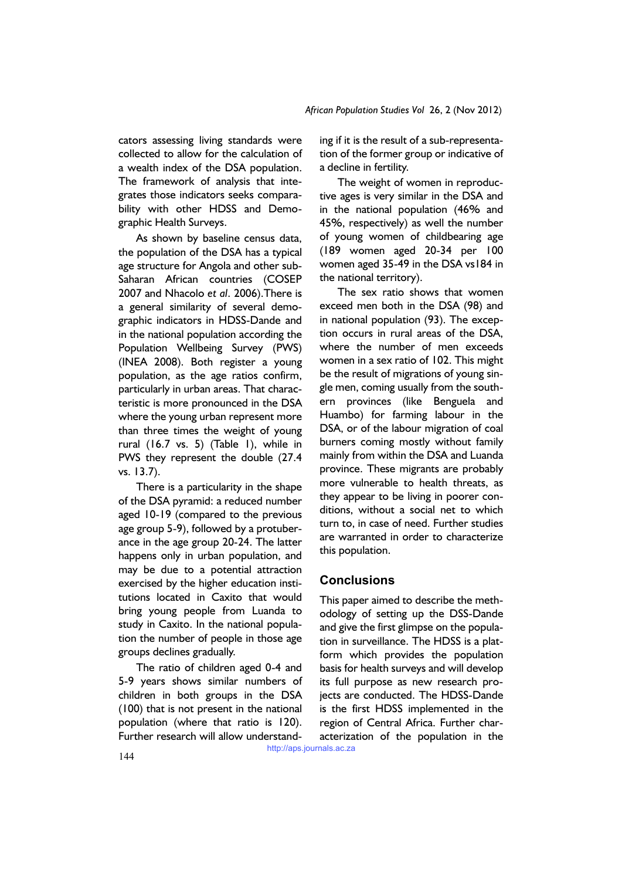cators assessing living standards were collected to allow for the calculation of a wealth index of the DSA population. The framework of analysis that integrates those indicators seeks comparability with other HDSS and Demographic Health Surveys.

As shown by baseline census data, the population of the DSA has a typical age structure for Angola and other sub-Saharan African countries (COSEP 2007 and Nhacolo *et al*. 2006).There is a general similarity of several demographic indicators in HDSS-Dande and in the national population according the Population Wellbeing Survey (PWS) (INEA 2008). Both register a young population, as the age ratios confirm, particularly in urban areas. That characteristic is more pronounced in the DSA where the young urban represent more than three times the weight of young rural (16.7 vs. 5) (Table 1), while in PWS they represent the double (27.4 vs. 13.7).

There is a particularity in the shape of the DSA pyramid: a reduced number aged 10-19 (compared to the previous age group 5-9), followed by a protuberance in the age group 20-24. The latter happens only in urban population, and may be due to a potential attraction exercised by the higher education institutions located in Caxito that would bring young people from Luanda to study in Caxito. In the national population the number of people in those age groups declines gradually.

The ratio of children aged 0-4 and 5-9 years shows similar numbers of children in both groups in the DSA (100) that is not present in the national population (where that ratio is 120). Further research will allow understanding if it is the result of a sub-representation of the former group or indicative of a decline in fertility.

The weight of women in reproductive ages is very similar in the DSA and in the national population (46% and 45%, respectively) as well the number of young women of childbearing age (189 women aged 20-34 per 100 women aged 35-49 in the DSA vs184 in the national territory).

The sex ratio shows that women exceed men both in the DSA (98) and in national population (93). The exception occurs in rural areas of the DSA, where the number of men exceeds women in a sex ratio of 102. This might be the result of migrations of young single men, coming usually from the southern provinces (like Benguela and Huambo) for farming labour in the DSA, or of the labour migration of coal burners coming mostly without family mainly from within the DSA and Luanda province. These migrants are probably more vulnerable to health threats, as they appear to be living in poorer conditions, without a social net to which turn to, in case of need. Further studies are warranted in order to characterize this population.

## Conclusions

This paper aimed to describe the methodology of setting up the DSS-Dande and give the first glimpse on the population in surveillance. The HDSS is a platform which provides the population basis for health surveys and will develop its full purpose as new research projects are conducted. The HDSS-Dande is the first HDSS implemented in the region of Central Africa. Further characterization of the population in the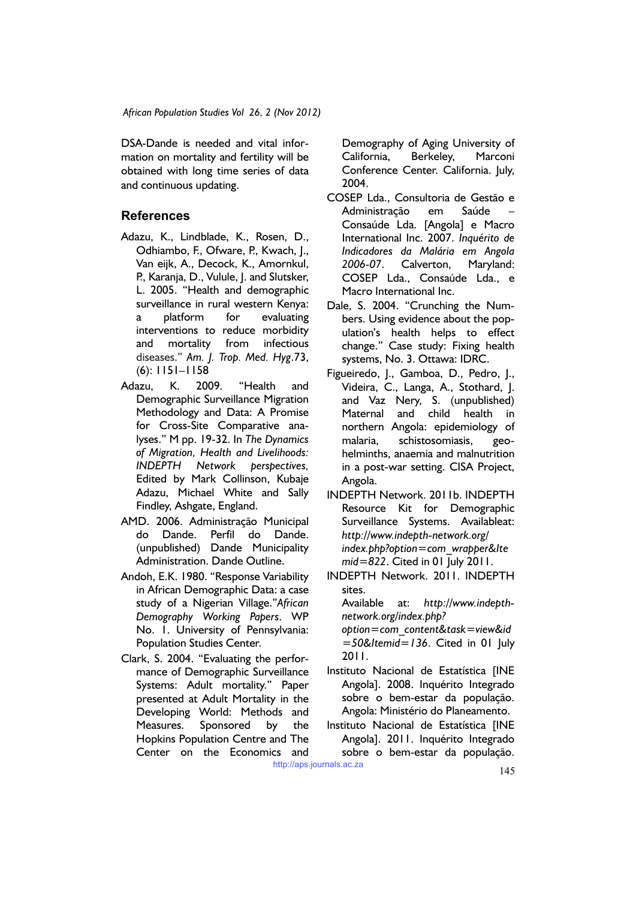DSA-Dande is needed and vital information on mortality and fertility will be obtained with long time series of data and continuous updating.

## References

Adazu, K., Lindblade, K., Rosen, D., Odhiambo, F., Ofware, P., Kwach, J., Van eijk, A., Decock, K., Amornkul, P., Karanja, D., Vulule, J. and Slutsker, L. 2005. "Health and demographic surveillance in rural western Kenya: a platform for evaluating interventions to reduce morbidity and mortality from infectious diseases." *Am. J. Trop. Med. Hyg*.73, (6): 1151–1158

Adazu, K. 2009. "Health and Demographic Surveillance Migration Methodology and Data: A Promise for Cross-Site Comparative analyses." M pp. 19-32. In *The Dynamics of Migration, Health and Livelihoods: INDEPTH Network perspectives*, Edited by Mark Collinson, Kubaje Adazu, Michael White and Sally Findley, Ashgate, England.

AMD. 2006. Administração Municipal do Dande. Perfil do Dande. (unpublished) Dande Municipality Administration. Dande Outline.

Andoh, E.K. 1980. "Response Variability in African Demographic Data: a case study of a Nigerian Village."*African Demography Working Papers*. WP No. 1. University of Pennsylvania: Population Studies Center.

Clark, S. 2004. "Evaluating the performance of Demographic Surveillance Systems: Adult mortality." Paper presented at Adult Mortality in the Developing World: Methods and Measures. Sponsored by the Hopkins Population Centre and The Center on the Economics and Demography of Aging University of California, Berkeley, Marconi Conference Center. California. July, 2004.

COSEP Lda., Consultoria de Gestão e Administração em Saúde – Consaúde Lda. [Angola] e Macro International Inc. 2007. *Inquérito de Indicadores da Malária em Angola 2006-07*. Calverton, Maryland: COSEP Lda., Consaúde Lda., e Macro International Inc.

Dale, S. 2004. "Crunching the Numbers. Using evidence about the population's health helps to effect change." Case study: Fixing health systems, No. 3. Ottawa: IDRC.

Figueiredo, J., Gamboa, D., Pedro, J., Videira, C., Langa, A., Stothard, J. and Vaz Nery, S. (unpublished) Maternal and child health in northern Angola: epidemiology of malaria, schistosomiasis, geo-helminths, anaemia and malnutrition in a post-war setting. CISA Project, Angola.

INDEPTH Network. 2011b. INDEPTH Resource Kit for Demographic Surveillance Systems. Availableat: *http://www.indepth-network.org/index.php?option=com_wrapper&Itemid=822*. Cited in 01 July 2011.

INDEPTH Network. 2011. INDEPTH sites. Available at: *http://www.indepth-network.org/index.php?option=com_content&task=view&id=50&Itemid=136*. Cited in 01 July 2011.

Instituto Nacional de Estatística [INE Angola]. 2008. Inquérito Integrado sobre o bem-estar da população. Angola: Ministério do Planeamento.

Instituto Nacional de Estatística [INE Angola]. 2011. Inquérito Integrado sobre o bem-estar da população.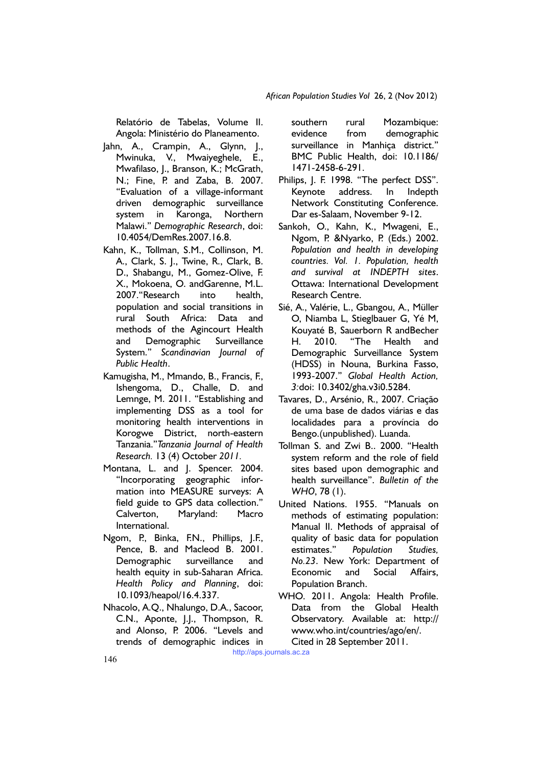Relatório de Tabelas, Volume II. Angola: Ministério do Planeamento.

Jahn, A., Crampin, A., Glynn, J., Mwinuka, V., Mwaiyeghele, E., Mwafilaso, J., Branson, K.; McGrath, N.; Fine, P. and Zaba, B. 2007. "Evaluation of a village-informant driven demographic surveillance system in Karonga, Northern Malawi." *Demographic Research*, doi: 10.4054/DemRes.2007.16.8.

Kahn, K., Tollman, S.M., Collinson, M. A., Clark, S. J., Twine, R., Clark, B. D., Shabangu, M., Gomez-Olive, F. X., Mokoena, O. andGarenne, M.L. 2007."Research into health, population and social transitions in rural South Africa: Data and methods of the Agincourt Health and Demographic Surveillance System." *Scandinavian Journal of Public Health*.

Kamugisha, M., Mmando, B., Francis, F., Ishengoma, D., Challe, D. and Lemnge, M. 2011. "Establishing and implementing DSS as a tool for monitoring health interventions in Korogwe District, north-eastern Tanzania."*Tanzania Journal of Health Research.* 13 (4) October *2011*.

Montana, L. and J. Spencer. 2004. "Incorporating geographic information into MEASURE surveys: A field guide to GPS data collection." Calverton, Maryland: Macro International.

Ngom, P., Binka, F.N., Phillips, J.F., Pence, B. and Macleod B. 2001. Demographic surveillance and health equity in sub-Saharan Africa. *Health Policy and Planning*, doi: 10.1093/heapol/16.4.337.

Nhacolo, A.Q., Nhalungo, D.A., Sacoor, C.N., Aponte, J.J., Thompson, R. and Alonso, P. 2006. "Levels and trends of demographic indices in southern rural Mozambique: evidence from demographic surveillance in Manhiça district." BMC Public Health, doi: 10.1186/1471-2458-6-291.

Philips, J. F. 1998. "The perfect DSS". Keynote address. In Indepth Network Constituting Conference. Dar es-Salaam, November 9-12.

Sankoh, O., Kahn, K., Mwageni, E., Ngom, P. &Nyarko, P. (Eds.) 2002. *Population and health in developing countries. Vol. 1. Population, health and survival at INDEPTH sites*. Ottawa: International Development Research Centre.

Sié, A., Valérie, L., Gbangou, A., Müller O, Niamba L, Stieglbauer G, Yé M, Kouyaté B, Sauerborn R andBecher H. 2010. "The Health and Demographic Surveillance System (HDSS) in Nouna, Burkina Fasso, 1993-2007." *Global Health Action, 3:*doi: 10.3402/gha.v3i0.5284.

Tavares, D., Arsénio, R., 2007. Criação de uma base de dados viárias e das localidades para a província do Bengo.(unpublished). Luanda.

Tollman S. and Zwi B.. 2000. "Health system reform and the role of field sites based upon demographic and health surveillance". *Bulletin of the WHO*, 78 (1).

United Nations. 1955. "Manuals on methods of estimating population: Manual II. Methods of appraisal of quality of basic data for population estimates." *Population Studies, No.23*. New York: Department of Economic and Social Affairs, Population Branch.

WHO. 2011. Angola: Health Profile. Data from the Global Health Observatory. Available at: http://www.who.int/countries/ago/en/. Cited in 28 September 2011.